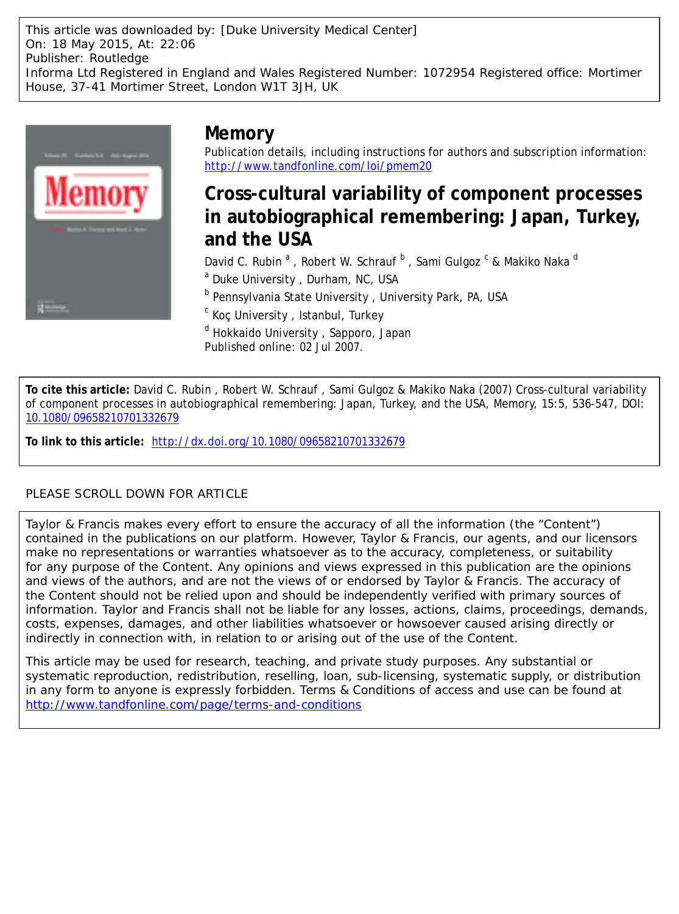This article was downloaded by: [Duke University Medical Center]
On: 18 May 2015, At: 22:06
Publisher: Routledge
Informa Ltd Registered in England and Wales Registered Number: 1072954 Registered office: Mortimer House, 37-41 Mortimer Street, London W1T 3JH, UK

# Memory

Publication details, including instructions for authors and subscription information:
http://www.tandfonline.com/loi/pmem20

## Cross-cultural variability of component processes in autobiographical remembering: Japan, Turkey, and the USA

David C. Rubin [a] , Robert W. Schrauf [b] , Sami Gulgoz [c] & Makiko Naka [d]

[a] Duke University , Durham, NC, USA

[b] Pennsylvania State University , University Park, PA, USA

[c] Koç University , Istanbul, Turkey

[d] Hokkaido University , Sapporo, Japan

Published online: 02 Jul 2007.

**To cite this article:** David C. Rubin , Robert W. Schrauf , Sami Gulgoz & Makiko Naka (2007) Cross-cultural variability of component processes in autobiographical remembering: Japan, Turkey, and the USA, Memory, 15:5, 536-547, DOI: 10.1080/09658210701332679

**To link to this article:** http://dx.doi.org/10.1080/09658210701332679

PLEASE SCROLL DOWN FOR ARTICLE

Taylor & Francis makes every effort to ensure the accuracy of all the information (the "Content") contained in the publications on our platform. However, Taylor & Francis, our agents, and our licensors make no representations or warranties whatsoever as to the accuracy, completeness, or suitability for any purpose of the Content. Any opinions and views expressed in this publication are the opinions and views of the authors, and are not the views of or endorsed by Taylor & Francis. The accuracy of the Content should not be relied upon and should be independently verified with primary sources of information. Taylor and Francis shall not be liable for any losses, actions, claims, proceedings, demands, costs, expenses, damages, and other liabilities whatsoever or howsoever caused arising directly or indirectly in connection with, in relation to or arising out of the use of the Content.

This article may be used for research, teaching, and private study purposes. Any substantial or systematic reproduction, redistribution, reselling, loan, sub-licensing, systematic supply, or distribution in any form to anyone is expressly forbidden. Terms & Conditions of access and use can be found at http://www.tandfonline.com/page/terms-and-conditions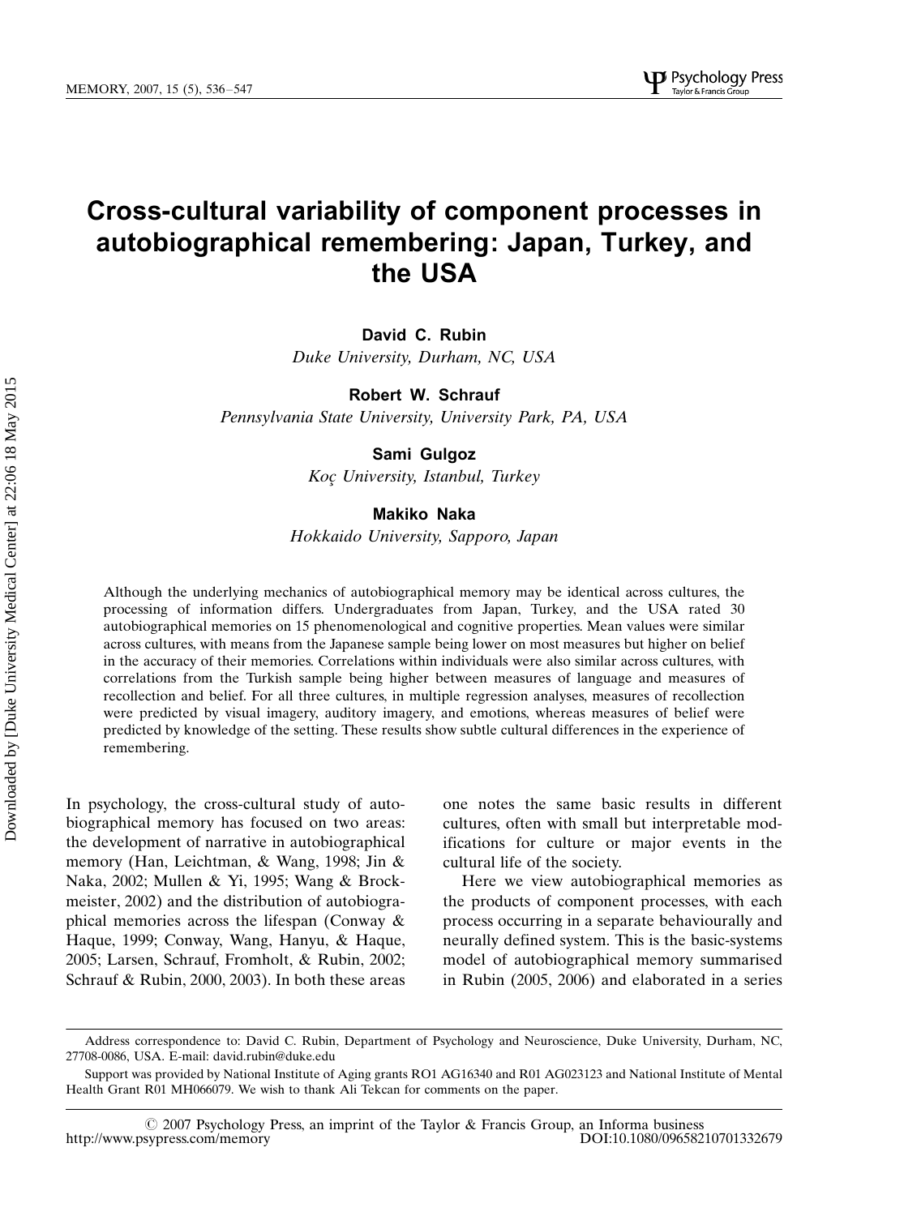# Cross-cultural variability of component processes in autobiographical remembering: Japan, Turkey, and the USA

**David C. Rubin**
*Duke University, Durham, NC, USA*

**Robert W. Schrauf**
*Pennsylvania State University, University Park, PA, USA*

**Sami Gulgoz**
*Koç University, Istanbul, Turkey*

**Makiko Naka**
*Hokkaido University, Sapporo, Japan*

Although the underlying mechanics of autobiographical memory may be identical across cultures, the processing of information differs. Undergraduates from Japan, Turkey, and the USA rated 30 autobiographical memories on 15 phenomenological and cognitive properties. Mean values were similar across cultures, with means from the Japanese sample being lower on most measures but higher on belief in the accuracy of their memories. Correlations within individuals were also similar across cultures, with correlations from the Turkish sample being higher between measures of language and measures of recollection and belief. For all three cultures, in multiple regression analyses, measures of recollection were predicted by visual imagery, auditory imagery, and emotions, whereas measures of belief were predicted by knowledge of the setting. These results show subtle cultural differences in the experience of remembering.

In psychology, the cross-cultural study of autobiographical memory has focused on two areas: the development of narrative in autobiographical memory (Han, Leichtman, & Wang, 1998; Jin & Naka, 2002; Mullen & Yi, 1995; Wang & Brockmeister, 2002) and the distribution of autobiographical memories across the lifespan (Conway & Haque, 1999; Conway, Wang, Hanyu, & Haque, 2005; Larsen, Schrauf, Fromholt, & Rubin, 2002; Schrauf & Rubin, 2000, 2003). In both these areas one notes the same basic results in different cultures, often with small but interpretable modifications for culture or major events in the cultural life of the society.

Here we view autobiographical memories as the products of component processes, with each process occurring in a separate behaviourally and neurally defined system. This is the basic-systems model of autobiographical memory summarised in Rubin (2005, 2006) and elaborated in a series

Address correspondence to: David C. Rubin, Department of Psychology and Neuroscience, Duke University, Durham, NC, 27708-0086, USA. E-mail: david.rubin@duke.edu

Support was provided by National Institute of Aging grants RO1 AG16340 and R01 AG023123 and National Institute of Mental Health Grant R01 MH066079. We wish to thank Ali Tekcan for comments on the paper.

© 2007 Psychology Press, an imprint of the Taylor & Francis Group, an Informa business
http://www.psypress.com/memory DOI:10.1080/09658210701332679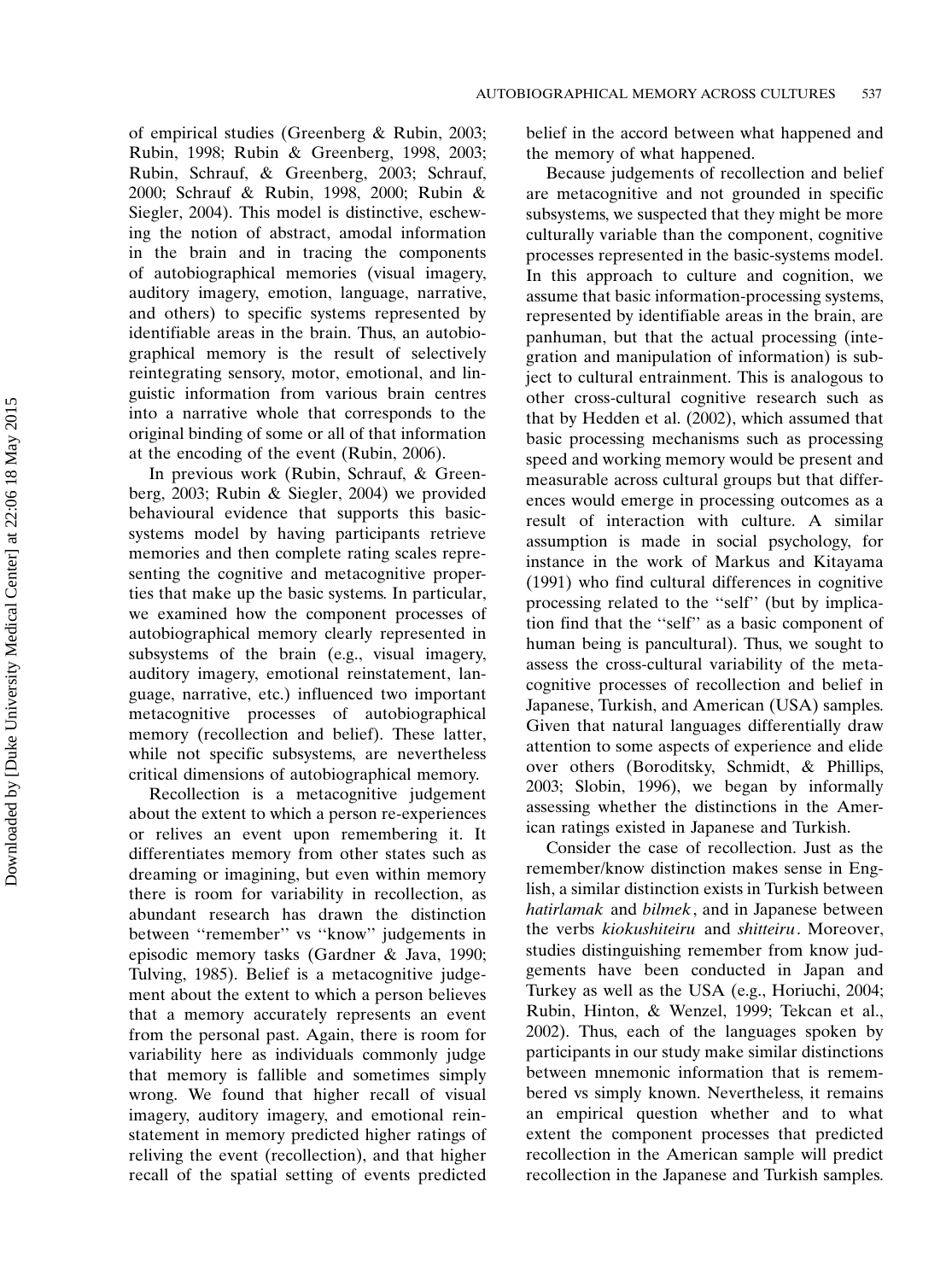of empirical studies (Greenberg & Rubin, 2003; Rubin, 1998; Rubin & Greenberg, 1998, 2003; Rubin, Schrauf, & Greenberg, 2003; Schrauf, 2000; Schrauf & Rubin, 1998, 2000; Rubin & Siegler, 2004). This model is distinctive, eschewing the notion of abstract, amodal information in the brain and in tracing the components of autobiographical memories (visual imagery, auditory imagery, emotion, language, narrative, and others) to specific systems represented by identifiable areas in the brain. Thus, an autobiographical memory is the result of selectively reintegrating sensory, motor, emotional, and linguistic information from various brain centres into a narrative whole that corresponds to the original binding of some or all of that information at the encoding of the event (Rubin, 2006).

In previous work (Rubin, Schrauf, & Greenberg, 2003; Rubin & Siegler, 2004) we provided behavioural evidence that supports this basic-systems model by having participants retrieve memories and then complete rating scales representing the cognitive and metacognitive properties that make up the basic systems. In particular, we examined how the component processes of autobiographical memory clearly represented in subsystems of the brain (e.g., visual imagery, auditory imagery, emotional reinstatement, language, narrative, etc.) influenced two important metacognitive processes of autobiographical memory (recollection and belief). These latter, while not specific subsystems, are nevertheless critical dimensions of autobiographical memory.

Recollection is a metacognitive judgement about the extent to which a person re-experiences or relives an event upon remembering it. It differentiates memory from other states such as dreaming or imagining, but even within memory there is room for variability in recollection, as abundant research has drawn the distinction between "remember" vs "know" judgements in episodic memory tasks (Gardner & Java, 1990; Tulving, 1985). Belief is a metacognitive judgement about the extent to which a person believes that a memory accurately represents an event from the personal past. Again, there is room for variability here as individuals commonly judge that memory is fallible and sometimes simply wrong. We found that higher recall of visual imagery, auditory imagery, and emotional reinstatement in memory predicted higher ratings of reliving the event (recollection), and that higher recall of the spatial setting of events predicted belief in the accord between what happened and the memory of what happened.

Because judgements of recollection and belief are metacognitive and not grounded in specific subsystems, we suspected that they might be more culturally variable than the component, cognitive processes represented in the basic-systems model. In this approach to culture and cognition, we assume that basic information-processing systems, represented by identifiable areas in the brain, are panhuman, but that the actual processing (integration and manipulation of information) is subject to cultural entrainment. This is analogous to other cross-cultural cognitive research such as that by Hedden et al. (2002), which assumed that basic processing mechanisms such as processing speed and working memory would be present and measurable across cultural groups but that differences would emerge in processing outcomes as a result of interaction with culture. A similar assumption is made in social psychology, for instance in the work of Markus and Kitayama (1991) who find cultural differences in cognitive processing related to the "self" (but by implication find that the "self" as a basic component of human being is pancultural). Thus, we sought to assess the cross-cultural variability of the metacognitive processes of recollection and belief in Japanese, Turkish, and American (USA) samples. Given that natural languages differentially draw attention to some aspects of experience and elide over others (Boroditsky, Schmidt, & Phillips, 2003; Slobin, 1996), we began by informally assessing whether the distinctions in the American ratings existed in Japanese and Turkish.

Consider the case of recollection. Just as the remember/know distinction makes sense in English, a similar distinction exists in Turkish between *hatirlamak* and *bilmek*, and in Japanese between the verbs *kiokushiteiru* and *shitteiru*. Moreover, studies distinguishing remember from know judgements have been conducted in Japan and Turkey as well as the USA (e.g., Horiuchi, 2004; Rubin, Hinton, & Wenzel, 1999; Tekcan et al., 2002). Thus, each of the languages spoken by participants in our study make similar distinctions between mnemonic information that is remembered vs simply known. Nevertheless, it remains an empirical question whether and to what extent the component processes that predicted recollection in the American sample will predict recollection in the Japanese and Turkish samples.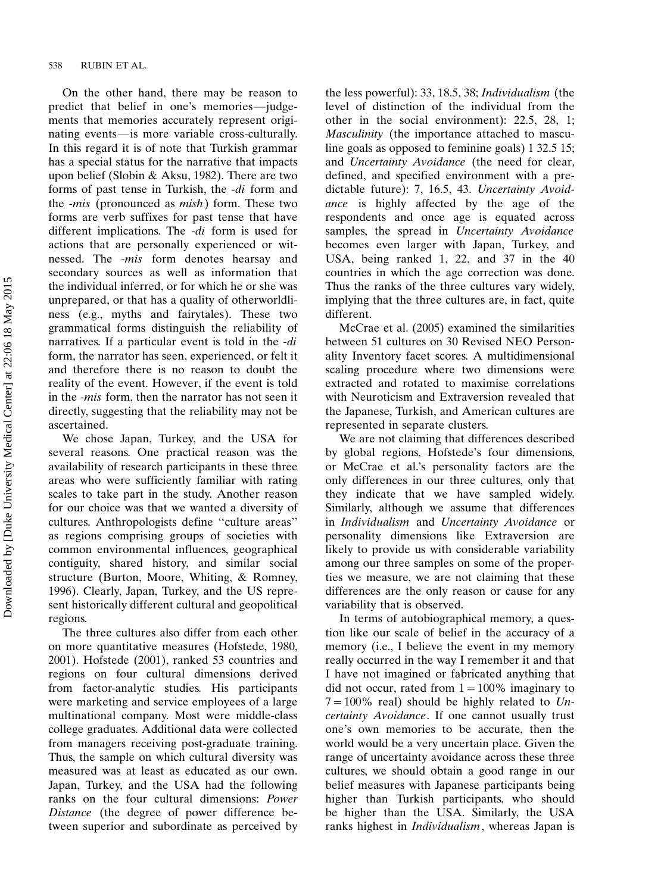On the other hand, there may be reason to predict that belief in one's memories—judgements that memories accurately represent originating events—is more variable cross-culturally. In this regard it is of note that Turkish grammar has a special status for the narrative that impacts upon belief (Slobin & Aksu, 1982). There are two forms of past tense in Turkish, the *-di* form and the *-mis* (pronounced as *mish*) form. These two forms are verb suffixes for past tense that have different implications. The *-di* form is used for actions that are personally experienced or witnessed. The *-mis* form denotes hearsay and secondary sources as well as information that the individual inferred, or for which he or she was unprepared, or that has a quality of otherworldliness (e.g., myths and fairytales). These two grammatical forms distinguish the reliability of narratives. If a particular event is told in the *-di* form, the narrator has seen, experienced, or felt it and therefore there is no reason to doubt the reality of the event. However, if the event is told in the *-mis* form, then the narrator has not seen it directly, suggesting that the reliability may not be ascertained.

We chose Japan, Turkey, and the USA for several reasons. One practical reason was the availability of research participants in these three areas who were sufficiently familiar with rating scales to take part in the study. Another reason for our choice was that we wanted a diversity of cultures. Anthropologists define ''culture areas'' as regions comprising groups of societies with common environmental influences, geographical contiguity, shared history, and similar social structure (Burton, Moore, Whiting, & Romney, 1996). Clearly, Japan, Turkey, and the US represent historically different cultural and geopolitical regions.

The three cultures also differ from each other on more quantitative measures (Hofstede, 1980, 2001). Hofstede (2001), ranked 53 countries and regions on four cultural dimensions derived from factor-analytic studies. His participants were marketing and service employees of a large multinational company. Most were middle-class college graduates. Additional data were collected from managers receiving post-graduate training. Thus, the sample on which cultural diversity was measured was at least as educated as our own. Japan, Turkey, and the USA had the following ranks on the four cultural dimensions: *Power Distance* (the degree of power difference between superior and subordinate as perceived by the less powerful): 33, 18.5, 38; *Individualism* (the level of distinction of the individual from the other in the social environment): 22.5, 28, 1; *Masculinity* (the importance attached to masculine goals as opposed to feminine goals) 1 32.5 15; and *Uncertainty Avoidance* (the need for clear, defined, and specified environment with a predictable future): 7, 16.5, 43. *Uncertainty Avoidance* is highly affected by the age of the respondents and once age is equated across samples, the spread in *Uncertainty Avoidance* becomes even larger with Japan, Turkey, and USA, being ranked 1, 22, and 37 in the 40 countries in which the age correction was done. Thus the ranks of the three cultures vary widely, implying that the three cultures are, in fact, quite different.

McCrae et al. (2005) examined the similarities between 51 cultures on 30 Revised NEO Personality Inventory facet scores. A multidimensional scaling procedure where two dimensions were extracted and rotated to maximise correlations with Neuroticism and Extraversion revealed that the Japanese, Turkish, and American cultures are represented in separate clusters.

We are not claiming that differences described by global regions, Hofstede's four dimensions, or McCrae et al.'s personality factors are the only differences in our three cultures, only that they indicate that we have sampled widely. Similarly, although we assume that differences in *Individualism* and *Uncertainty Avoidance* or personality dimensions like Extraversion are likely to provide us with considerable variability among our three samples on some of the properties we measure, we are not claiming that these differences are the only reason or cause for any variability that is observed.

In terms of autobiographical memory, a question like our scale of belief in the accuracy of a memory (i.e., I believe the event in my memory really occurred in the way I remember it and that I have not imagined or fabricated anything that did not occur, rated from 1 = 100% imaginary to 7 = 100% real) should be highly related to *Uncertainty Avoidance*. If one cannot usually trust one's own memories to be accurate, then the world would be a very uncertain place. Given the range of uncertainty avoidance across these three cultures, we should obtain a good range in our belief measures with Japanese participants being higher than Turkish participants, who should be higher than the USA. Similarly, the USA ranks highest in *Individualism*, whereas Japan is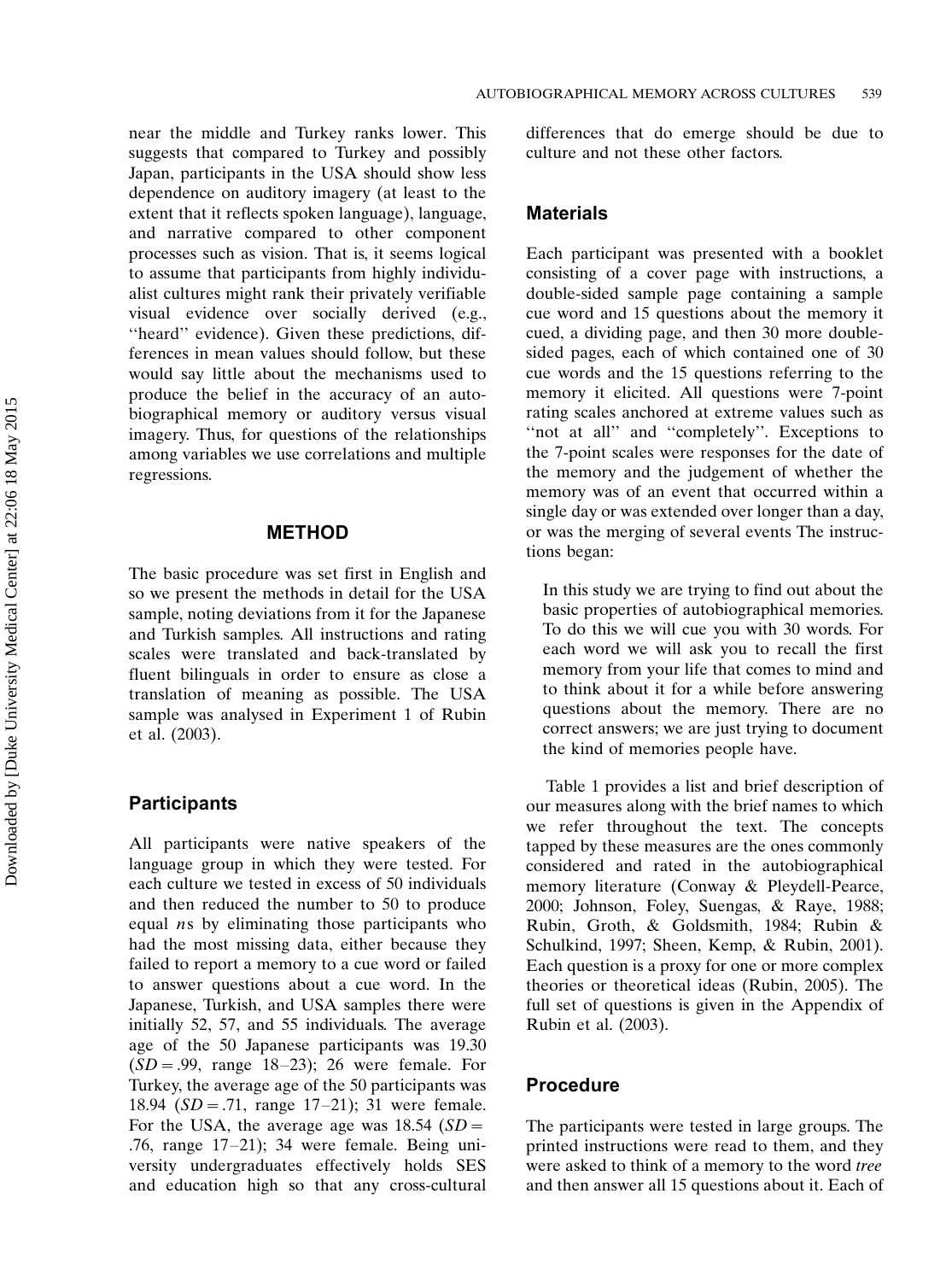near the middle and Turkey ranks lower. This suggests that compared to Turkey and possibly Japan, participants in the USA should show less dependence on auditory imagery (at least to the extent that it reflects spoken language), language, and narrative compared to other component processes such as vision. That is, it seems logical to assume that participants from highly individualist cultures might rank their privately verifiable visual evidence over socially derived (e.g., ''heard'' evidence). Given these predictions, differences in mean values should follow, but these would say little about the mechanisms used to produce the belief in the accuracy of an autobiographical memory or auditory versus visual imagery. Thus, for questions of the relationships among variables we use correlations and multiple regressions.

## METHOD

The basic procedure was set first in English and so we present the methods in detail for the USA sample, noting deviations from it for the Japanese and Turkish samples. All instructions and rating scales were translated and back-translated by fluent bilinguals in order to ensure as close a translation of meaning as possible. The USA sample was analysed in Experiment 1 of Rubin et al. (2003).

### Participants

All participants were native speakers of the language group in which they were tested. For each culture we tested in excess of 50 individuals and then reduced the number to 50 to produce equal *n*s by eliminating those participants who had the most missing data, either because they failed to report a memory to a cue word or failed to answer questions about a cue word. In the Japanese, Turkish, and USA samples there were initially 52, 57, and 55 individuals. The average age of the 50 Japanese participants was 19.30 ($SD = .99$, range 18–23); 26 were female. For Turkey, the average age of the 50 participants was 18.94 ($SD = .71$, range 17–21); 31 were female. For the USA, the average age was 18.54 ($SD = .76$, range 17–21); 34 were female. Being university undergraduates effectively holds SES and education high so that any cross-cultural differences that do emerge should be due to culture and not these other factors.

### Materials

Each participant was presented with a booklet consisting of a cover page with instructions, a double-sided sample page containing a sample cue word and 15 questions about the memory it cued, a dividing page, and then 30 more double-sided pages, each of which contained one of 30 cue words and the 15 questions referring to the memory it elicited. All questions were 7-point rating scales anchored at extreme values such as ''not at all'' and ''completely''. Exceptions to the 7-point scales were responses for the date of the memory and the judgement of whether the memory was of an event that occurred within a single day or was extended over longer than a day, or was the merging of several events The instructions began:

> In this study we are trying to find out about the basic properties of autobiographical memories. To do this we will cue you with 30 words. For each word we will ask you to recall the first memory from your life that comes to mind and to think about it for a while before answering questions about the memory. There are no correct answers; we are just trying to document the kind of memories people have.

Table 1 provides a list and brief description of our measures along with the brief names to which we refer throughout the text. The concepts tapped by these measures are the ones commonly considered and rated in the autobiographical memory literature (Conway & Pleydell-Pearce, 2000; Johnson, Foley, Suengas, & Raye, 1988; Rubin, Groth, & Goldsmith, 1984; Rubin & Schulkind, 1997; Sheen, Kemp, & Rubin, 2001). Each question is a proxy for one or more complex theories or theoretical ideas (Rubin, 2005). The full set of questions is given in the Appendix of Rubin et al. (2003).

### Procedure

The participants were tested in large groups. The printed instructions were read to them, and they were asked to think of a memory to the word *tree* and then answer all 15 questions about it. Each of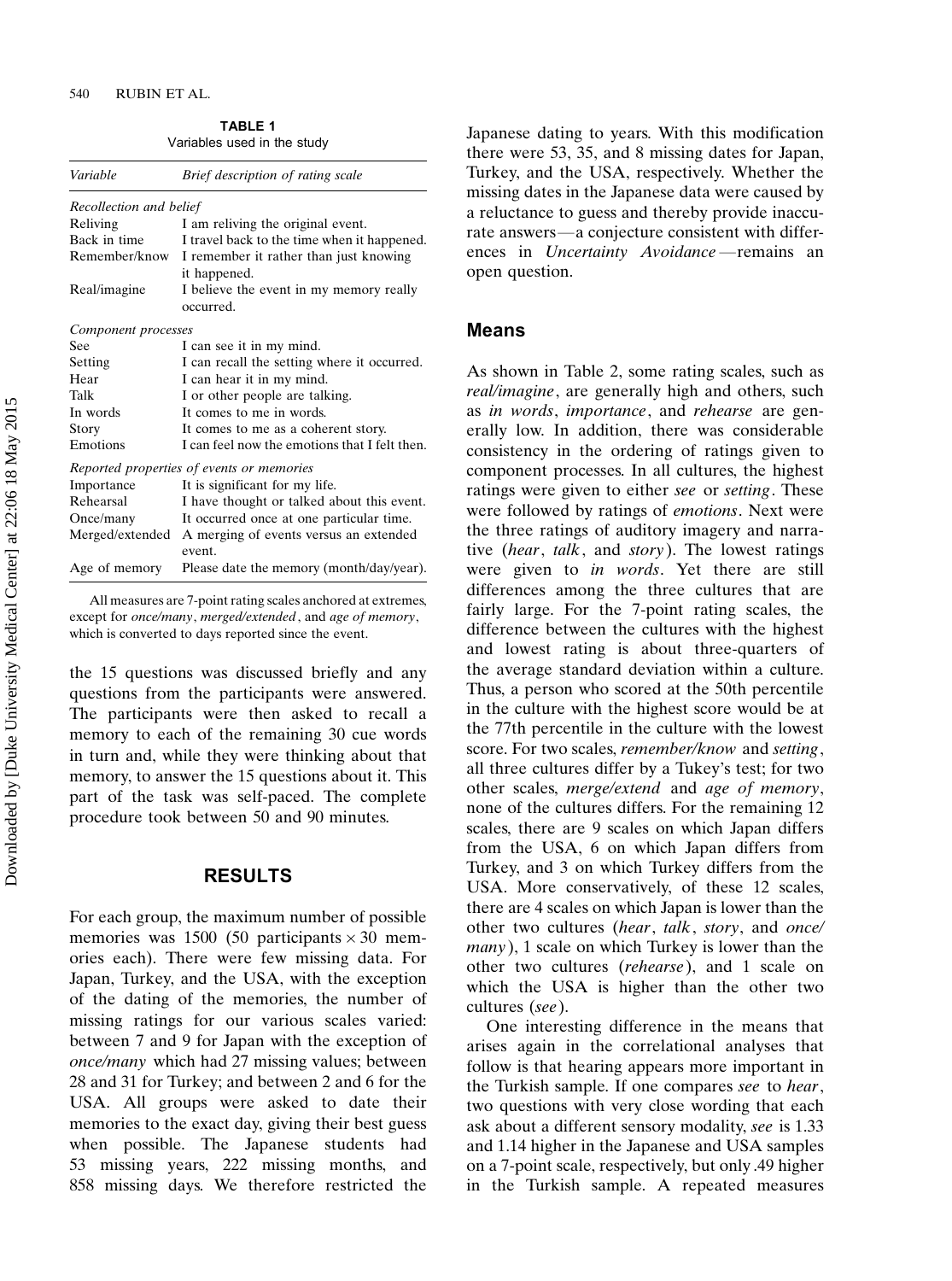**TABLE 1**
Variables used in the study

| *Variable* | *Brief description of rating scale* |
|---|---|
| *Recollection and belief* | |
| Reliving | I am reliving the original event. |
| Back in time | I travel back to the time when it happened. |
| Remember/know | I remember it rather than just knowing it happened. |
| Real/imagine | I believe the event in my memory really occurred. |
| *Component processes* | |
| See | I can see it in my mind. |
| Setting | I can recall the setting where it occurred. |
| Hear | I can hear it in my mind. |
| Talk | I or other people are talking. |
| In words | It comes to me in words. |
| Story | It comes to me as a coherent story. |
| Emotions | I can feel now the emotions that I felt then. |
| *Reported properties of events or memories* | |
| Importance | It is significant for my life. |
| Rehearsal | I have thought or talked about this event. |
| Once/many | It occurred once at one particular time. |
| Merged/extended | A merging of events versus an extended event. |
| Age of memory | Please date the memory (month/day/year). |

All measures are 7-point rating scales anchored at extremes, except for *once/many*, *merged/extended*, and *age of memory*, which is converted to days reported since the event.

the 15 questions was discussed briefly and any questions from the participants were answered. The participants were then asked to recall a memory to each of the remaining 30 cue words in turn and, while they were thinking about that memory, to answer the 15 questions about it. This part of the task was self-paced. The complete procedure took between 50 and 90 minutes.

## RESULTS

For each group, the maximum number of possible memories was 1500 (50 participants $\times$ 30 memories each). There were few missing data. For Japan, Turkey, and the USA, with the exception of the dating of the memories, the number of missing ratings for our various scales varied: between 7 and 9 for Japan with the exception of *once/many* which had 27 missing values; between 28 and 31 for Turkey; and between 2 and 6 for the USA. All groups were asked to date their memories to the exact day, giving their best guess when possible. The Japanese students had 53 missing years, 222 missing months, and 858 missing days. We therefore restricted the Japanese dating to years. With this modification there were 53, 35, and 8 missing dates for Japan, Turkey, and the USA, respectively. Whether the missing dates in the Japanese data were caused by a reluctance to guess and thereby provide inaccurate answers—a conjecture consistent with differences in *Uncertainty Avoidance*—remains an open question.

### Means

As shown in Table 2, some rating scales, such as *real/imagine*, are generally high and others, such as *in words*, *importance*, and *rehearse* are generally low. In addition, there was considerable consistency in the ordering of ratings given to component processes. In all cultures, the highest ratings were given to either *see* or *setting*. These were followed by ratings of *emotions*. Next were the three ratings of auditory imagery and narrative (*hear*, *talk*, and *story*). The lowest ratings were given to *in words*. Yet there are still differences among the three cultures that are fairly large. For the 7-point rating scales, the difference between the cultures with the highest and lowest rating is about three-quarters of the average standard deviation within a culture. Thus, a person who scored at the 50th percentile in the culture with the highest score would be at the 77th percentile in the culture with the lowest score. For two scales, *remember/know* and *setting*, all three cultures differ by a Tukey's test; for two other scales, *merge/extend* and *age of memory*, none of the cultures differs. For the remaining 12 scales, there are 9 scales on which Japan differs from the USA, 6 on which Japan differs from Turkey, and 3 on which Turkey differs from the USA. More conservatively, of these 12 scales, there are 4 scales on which Japan is lower than the other two cultures (*hear*, *talk*, *story*, and *once/many*), 1 scale on which Turkey is lower than the other two cultures (*rehearse*), and 1 scale on which the USA is higher than the other two cultures (*see*).

One interesting difference in the means that arises again in the correlational analyses that follow is that hearing appears more important in the Turkish sample. If one compares *see* to *hear*, two questions with very close wording that each ask about a different sensory modality, *see* is 1.33 and 1.14 higher in the Japanese and USA samples on a 7-point scale, respectively, but only .49 higher in the Turkish sample. A repeated measures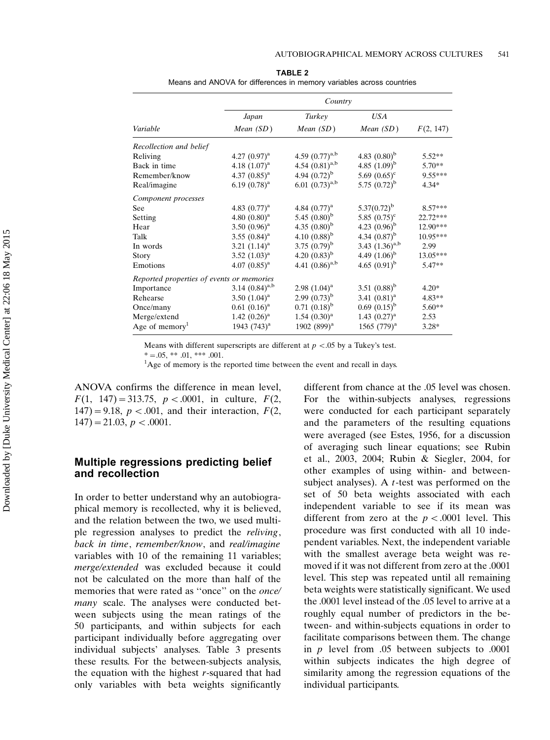**TABLE 2**
Means and ANOVA for differences in memory variables across countries

| Variable | Japan Mean (SD) | Turkey Mean (SD) | USA Mean (SD) | $F(2, 147)$ |
|---|---|---|---|---|
| *Recollection and belief* | | | | |
| Reliving | 4.27 (0.97)[a] | 4.59 (0.77)[a,b] | 4.83 (0.80)[b] | 5.52** |
| Back in time | 4.18 (1.07)[a] | 4.54 (0.81)[a,b] | 4.85 (1.09)[b] | 5.70** |
| Remember/know | 4.37 (0.85)[a] | 4.94 (0.72)[b] | 5.69 (0.65)[c] | 9.55*** |
| Real/imagine | 6.19 (0.78)[a] | 6.01 (0.73)[a,b] | 5.75 (0.72)[b] | 4.34* |
| *Component processes* | | | | |
| See | 4.83 (0.77)[a] | 4.84 (0.77)[a] | 5.37(0.72)[b] | 8.57*** |
| Setting | 4.80 (0.80)[a] | 5.45 (0.80)[b] | 5.85 (0.75)[c] | 22.72*** |
| Hear | 3.50 (0.96)[a] | 4.35 (0.80)[b] | 4.23 (0.96)[b] | 12.90*** |
| Talk | 3.55 (0.84)[a] | 4.10 (0.88)[b] | 4.34 (0.87)[b] | 10.95*** |
| In words | 3.21 (1.14)[a] | 3.75 (0.79)[b] | 3.43 (1.36)[a,b] | 2.99 |
| Story | 3.52 (1.03)[a] | 4.20 (0.83)[b] | 4.49 (1.06)[b] | 13.05*** |
| Emotions | 4.07 (0.85)[a] | 4.41 (0.86)[a,b] | 4.65 (0.91)[b] | 5.47** |
| *Reported properties of events or memories* | | | | |
| Importance | 3.14 (0.84)[a,b] | 2.98 (1.04)[a] | 3.51 (0.88)[b] | 4.20* |
| Rehearse | 3.50 (1.04)[a] | 2.99 (0.73)[b] | 3.41 (0.81)[a] | 4.83** |
| Once/many | 0.61 (0.16)[a] | 0.71 (0.18)[b] | 0.69 (0.15)[b] | 5.60** |
| Merge/extend | 1.42 (0.26)[a] | 1.54 (0.30)[a] | 1.43 (0.27)[a] | 2.53 |
| Age of memory[1] | 1943 (743)[a] | 1902 (899)[a] | 1565 (779)[a] | 3.28* |

Means with different superscripts are different at $p < .05$ by a Tukey's test.
* = .05, ** .01, *** .001.
[1]Age of memory is the reported time between the event and recall in days.

ANOVA confirms the difference in mean level, $F(1, 147) = 313.75$, $p < .0001$, in culture, $F(2, 147) = 9.18$, $p < .001$, and their interaction, $F(2, 147) = 21.03$, $p < .0001$.

## Multiple regressions predicting belief and recollection

In order to better understand why an autobiographical memory is recollected, why it is believed, and the relation between the two, we used multiple regression analyses to predict the *reliving*, *back in time*, *remember/know*, and *real/imagine* variables with 10 of the remaining 11 variables; *merge/extended* was excluded because it could not be calculated on the more than half of the memories that were rated as ''once'' on the *once/many* scale. The analyses were conducted between subjects using the mean ratings of the 50 participants, and within subjects for each participant individually before aggregating over individual subjects' analyses. Table 3 presents these results. For the between-subjects analysis, the equation with the highest $r$-squared that had only variables with beta weights significantly different from chance at the .05 level was chosen. For the within-subjects analyses, regressions were conducted for each participant separately and the parameters of the resulting equations were averaged (see Estes, 1956, for a discussion of averaging such linear equations; see Rubin et al., 2003, 2004; Rubin & Siegler, 2004, for other examples of using within- and between-subject analyses). A $t$-test was performed on the set of 50 beta weights associated with each independent variable to see if its mean was different from zero at the $p < .0001$ level. This procedure was first conducted with all 10 independent variables. Next, the independent variable with the smallest average beta weight was removed if it was not different from zero at the .0001 level. This step was repeated until all remaining beta weights were statistically significant. We used the .0001 level instead of the .05 level to arrive at a roughly equal number of predictors in the between- and within-subjects equations in order to facilitate comparisons between them. The change in $p$ level from .05 between subjects to .0001 within subjects indicates the high degree of similarity among the regression equations of the individual participants.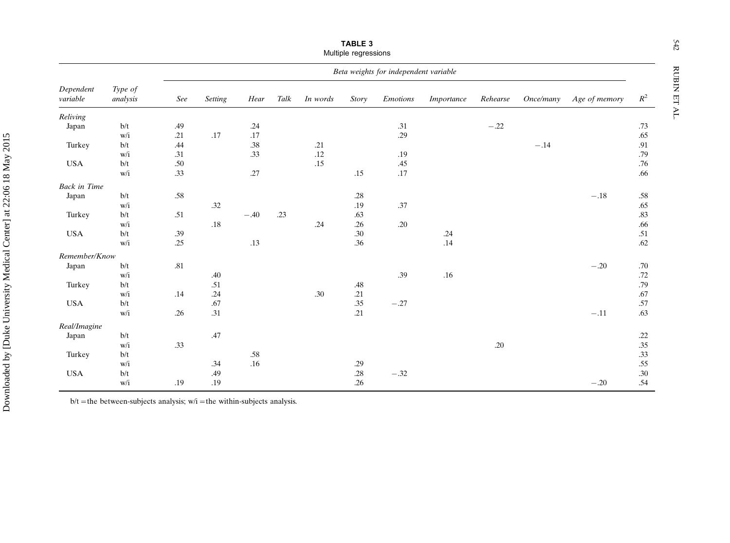**TABLE 3**
Multiple regressions

| *Dependent variable* | *Type of analysis* | *See* | *Setting* | *Hear* | *Talk* | *In words* | *Story* | *Emotions* | *Importance* | *Rehearse* | *Once/many* | *Age of memory* | $R^2$ |
|---|---|---|---|---|---|---|---|---|---|---|---|---|---|
| | | *Beta weights for independent variable* | | | | | | | | | | | |
| *Reliving* | | | | | | | | | | | | | |
| Japan | b/t | .49 | | .24 | | | | .31 | | −.22 | | | .73 |
| | w/i | .21 | .17 | .17 | | | | .29 | | | | | .65 |
| Turkey | b/t | .44 | | .38 | | .21 | | | | | −.14 | | .91 |
| | w/i | .31 | | .33 | | .12 | | .19 | | | | | .79 |
| USA | b/t | .50 | | | | .15 | | .45 | | | | | .76 |
| | w/i | .33 | | .27 | | | .15 | .17 | | | | | .66 |
| *Back in Time* | | | | | | | | | | | | | |
| Japan | b/t | .58 | | | | | .28 | | | | | −.18 | .58 |
| | w/i | | .32 | | | | .19 | .37 | | | | | .65 |
| Turkey | b/t | .51 | | −.40 | .23 | | .63 | | | | | | .83 |
| | w/i | | .18 | | | .24 | .26 | .20 | | | | | .66 |
| USA | b/t | .39 | | | | | .30 | | .24 | | | | .51 |
| | w/i | .25 | | .13 | | | .36 | | .14 | | | | .62 |
| *Remember/Know* | | | | | | | | | | | | | |
| Japan | b/t | .81 | | | | | | | | | | −.20 | .70 |
| | w/i | | .40 | | | | | .39 | .16 | | | | .72 |
| Turkey | b/t | | .51 | | | | .48 | | | | | | .79 |
| | w/i | .14 | .24 | | | .30 | .21 | | | | | | .67 |
| USA | b/t | | .67 | | | | .35 | −.27 | | | | | .57 |
| | w/i | .26 | .31 | | | | .21 | | | | | −.11 | .63 |
| *Real/Imagine* | | | | | | | | | | | | | |
| Japan | b/t | | .47 | | | | | | | | | | .22 |
| | w/i | .33 | | | | | | | | .20 | | | .35 |
| Turkey | b/t | | | .58 | | | | | | | | | .33 |
| | w/i | | .34 | .16 | | | .29 | | | | | | .55 |
| USA | b/t | | .49 | | | | .28 | −.32 | | | | | .30 |
| | w/i | .19 | .19 | | | | .26 | | | | | −.20 | .54 |

b/t = the between-subjects analysis; w/i = the within-subjects analysis.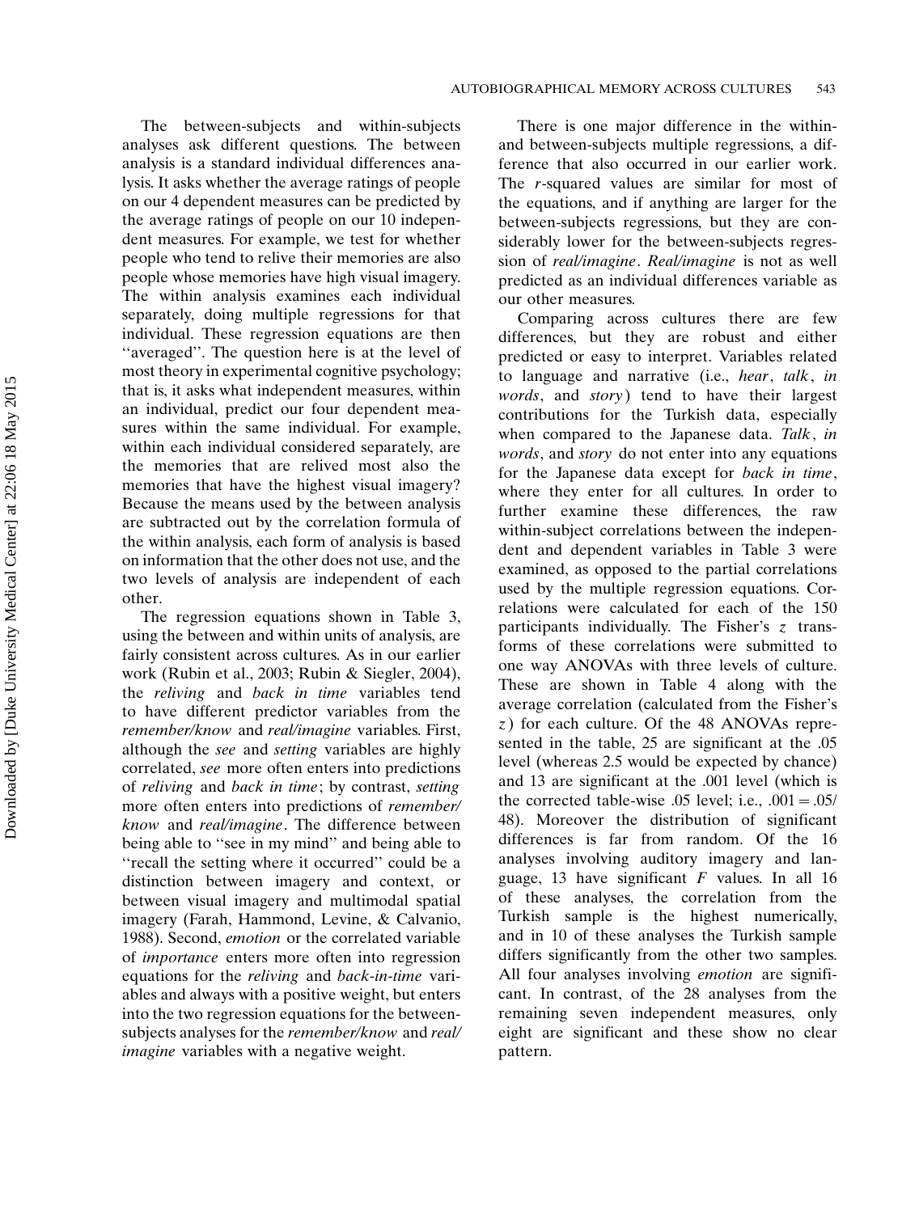The between-subjects and within-subjects analyses ask different questions. The between analysis is a standard individual differences analysis. It asks whether the average ratings of people on our 4 dependent measures can be predicted by the average ratings of people on our 10 independent measures. For example, we test for whether people who tend to relive their memories are also people whose memories have high visual imagery. The within analysis examines each individual separately, doing multiple regressions for that individual. These regression equations are then ''averaged''. The question here is at the level of most theory in experimental cognitive psychology; that is, it asks what independent measures, within an individual, predict our four dependent measures within the same individual. For example, within each individual considered separately, are the memories that are relived most also the memories that have the highest visual imagery? Because the means used by the between analysis are subtracted out by the correlation formula of the within analysis, each form of analysis is based on information that the other does not use, and the two levels of analysis are independent of each other.

The regression equations shown in Table 3, using the between and within units of analysis, are fairly consistent across cultures. As in our earlier work (Rubin et al., 2003; Rubin & Siegler, 2004), the *reliving* and *back in time* variables tend to have different predictor variables from the *remember/know* and *real/imagine* variables. First, although the *see* and *setting* variables are highly correlated, *see* more often enters into predictions of *reliving* and *back in time*; by contrast, *setting* more often enters into predictions of *remember/know* and *real/imagine*. The difference between being able to ''see in my mind'' and being able to ''recall the setting where it occurred'' could be a distinction between imagery and context, or between visual imagery and multimodal spatial imagery (Farah, Hammond, Levine, & Calvanio, 1988). Second, *emotion* or the correlated variable of *importance* enters more often into regression equations for the *reliving* and *back-in-time* variables and always with a positive weight, but enters into the two regression equations for the between-subjects analyses for the *remember/know* and *real/imagine* variables with a negative weight.

There is one major difference in the within- and between-subjects multiple regressions, a difference that also occurred in our earlier work. The $r$-squared values are similar for most of the equations, and if anything are larger for the between-subjects regressions, but they are considerably lower for the between-subjects regression of *real/imagine*. *Real/imagine* is not as well predicted as an individual differences variable as our other measures.

Comparing across cultures there are few differences, but they are robust and either predicted or easy to interpret. Variables related to language and narrative (i.e., *hear*, *talk*, *in words*, and *story*) tend to have their largest contributions for the Turkish data, especially when compared to the Japanese data. *Talk*, *in words*, and *story* do not enter into any equations for the Japanese data except for *back in time*, where they enter for all cultures. In order to further examine these differences, the raw within-subject correlations between the independent and dependent variables in Table 3 were examined, as opposed to the partial correlations used by the multiple regression equations. Correlations were calculated for each of the 150 participants individually. The Fisher's $z$ transforms of these correlations were submitted to one way ANOVAs with three levels of culture. These are shown in Table 4 along with the average correlation (calculated from the Fisher's $z$) for each culture. Of the 48 ANOVAs represented in the table, 25 are significant at the .05 level (whereas 2.5 would be expected by chance) and 13 are significant at the .001 level (which is the corrected table-wise .05 level; i.e., $.001 = .05/48$). Moreover the distribution of significant differences is far from random. Of the 16 analyses involving auditory imagery and language, 13 have significant $F$ values. In all 16 of these analyses, the correlation from the Turkish sample is the highest numerically, and in 10 of these analyses the Turkish sample differs significantly from the other two samples. All four analyses involving *emotion* are significant. In contrast, of the 28 analyses from the remaining seven independent measures, only eight are significant and these show no clear pattern.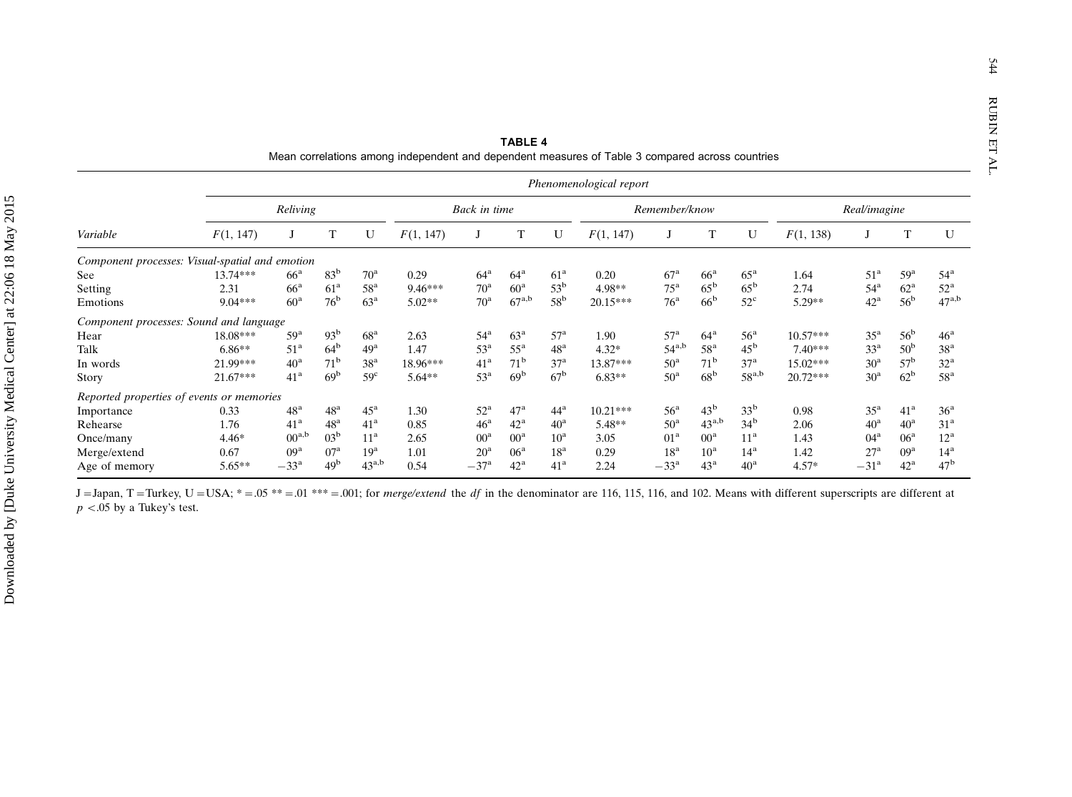**TABLE 4**

Mean correlations among independent and dependent measures of Table 3 compared across countries

| | Phenomenological report | | | | | | | | | | | | | | | |
|---|---|---|---|---|---|---|---|---|---|---|---|---|---|---|---|---|
| | Reliving | | | | Back in time | | | | Remember/know | | | | Real/imagine | | | |
| *Variable* | $F(1, 147)$ | J | T | U | $F(1, 147)$ | J | T | U | $F(1, 147)$ | J | T | U | $F(1, 138)$ | J | T | U |
| *Component processes: Visual-spatial and emotion* | | | | | | | | | | | | | | | | |
| See | 13.74*** | $66^{a}$ | $83^{b}$ | $70^{a}$ | 0.29 | $64^{a}$ | $64^{a}$ | $61^{a}$ | 0.20 | $67^{a}$ | $66^{a}$ | $65^{a}$ | 1.64 | $51^{a}$ | $59^{a}$ | $54^{a}$ |
| Setting | 2.31 | $66^{a}$ | $61^{a}$ | $58^{a}$ | 9.46*** | $70^{a}$ | $60^{a}$ | $53^{b}$ | 4.98** | $75^{a}$ | $65^{b}$ | $65^{b}$ | 2.74 | $54^{a}$ | $62^{a}$ | $52^{a}$ |
| Emotions | 9.04*** | $60^{a}$ | $76^{b}$ | $63^{a}$ | 5.02** | $70^{a}$ | $67^{a,b}$ | $58^{b}$ | 20.15*** | $76^{a}$ | $66^{b}$ | $52^{c}$ | 5.29** | $42^{a}$ | $56^{b}$ | $47^{a,b}$ |
| *Component processes: Sound and language* | | | | | | | | | | | | | | | | |
| Hear | 18.08*** | $59^{a}$ | $93^{b}$ | $68^{a}$ | 2.63 | $54^{a}$ | $63^{a}$ | $57^{a}$ | 1.90 | $57^{a}$ | $64^{a}$ | $56^{a}$ | 10.57*** | $35^{a}$ | $56^{b}$ | $46^{a}$ |
| Talk | 6.86** | $51^{a}$ | $64^{b}$ | $49^{a}$ | 1.47 | $53^{a}$ | $55^{a}$ | $48^{a}$ | 4.32* | $54^{a,b}$ | $58^{a}$ | $45^{b}$ | 7.40*** | $33^{a}$ | $50^{b}$ | $38^{a}$ |
| In words | 21.99*** | $40^{a}$ | $71^{b}$ | $38^{a}$ | 18.96*** | $41^{a}$ | $71^{b}$ | $37^{a}$ | 13.87*** | $50^{a}$ | $71^{b}$ | $37^{a}$ | 15.02*** | $30^{a}$ | $57^{b}$ | $32^{a}$ |
| Story | 21.67*** | $41^{a}$ | $69^{b}$ | $59^{c}$ | 5.64** | $53^{a}$ | $69^{b}$ | $67^{b}$ | 6.83** | $50^{a}$ | $68^{b}$ | $58^{a,b}$ | 20.72*** | $30^{a}$ | $62^{b}$ | $58^{a}$ |
| *Reported properties of events or memories* | | | | | | | | | | | | | | | | |
| Importance | 0.33 | $48^{a}$ | $48^{a}$ | $45^{a}$ | 1.30 | $52^{a}$ | $47^{a}$ | $44^{a}$ | 10.21*** | $56^{a}$ | $43^{b}$ | $33^{b}$ | 0.98 | $35^{a}$ | $41^{a}$ | $36^{a}$ |
| Rehearse | 1.76 | $41^{a}$ | $48^{a}$ | $41^{a}$ | 0.85 | $46^{a}$ | $42^{a}$ | $40^{a}$ | 5.48** | $50^{a}$ | $43^{a,b}$ | $34^{b}$ | 2.06 | $40^{a}$ | $40^{a}$ | $31^{a}$ |
| Once/many | 4.46* | $00^{a,b}$ | $03^{b}$ | $11^{a}$ | 2.65 | $00^{a}$ | $00^{a}$ | $10^{a}$ | 3.05 | $01^{a}$ | $00^{a}$ | $11^{a}$ | 1.43 | $04^{a}$ | $06^{a}$ | $12^{a}$ |
| Merge/extend | 0.67 | $09^{a}$ | $07^{a}$ | $19^{a}$ | 1.01 | $20^{a}$ | $06^{a}$ | $18^{a}$ | 0.29 | $18^{a}$ | $10^{a}$ | $14^{a}$ | 1.42 | $27^{a}$ | $09^{a}$ | $14^{a}$ |
| Age of memory | 5.65** | $-33^{a}$ | $49^{b}$ | $43^{a,b}$ | 0.54 | $-37^{a}$ | $42^{a}$ | $41^{a}$ | 2.24 | $-33^{a}$ | $43^{a}$ | $40^{a}$ | 4.57* | $-31^{a}$ | $42^{a}$ | $47^{b}$ |

J = Japan, T = Turkey, U = USA; * = .05 ** = .01 *** = .001; for *merge/extend* the *df* in the denominator are 116, 115, 116, and 102. Means with different superscripts are different at $p < .05$ by a Tukey's test.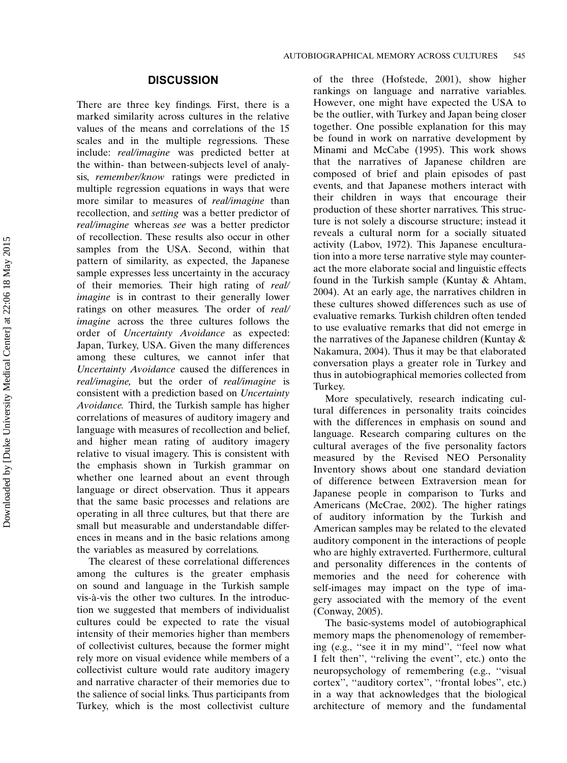## DISCUSSION

There are three key findings. First, there is a marked similarity across cultures in the relative values of the means and correlations of the 15 scales and in the multiple regressions. These include: *real/imagine* was predicted better at the within- than between-subjects level of analysis, *remember/know* ratings were predicted in multiple regression equations in ways that were more similar to measures of *real/imagine* than recollection, and *setting* was a better predictor of *real/imagine* whereas *see* was a better predictor of recollection. These results also occur in other samples from the USA. Second, within that pattern of similarity, as expected, the Japanese sample expresses less uncertainty in the accuracy of their memories. Their high rating of *real/imagine* is in contrast to their generally lower ratings on other measures. The order of *real/imagine* across the three cultures follows the order of *Uncertainty Avoidance* as expected: Japan, Turkey, USA. Given the many differences among these cultures, we cannot infer that *Uncertainty Avoidance* caused the differences in *real/imagine,* but the order of *real/imagine* is consistent with a prediction based on *Uncertainty Avoidance.* Third, the Turkish sample has higher correlations of measures of auditory imagery and language with measures of recollection and belief, and higher mean rating of auditory imagery relative to visual imagery. This is consistent with the emphasis shown in Turkish grammar on whether one learned about an event through language or direct observation. Thus it appears that the same basic processes and relations are operating in all three cultures, but that there are small but measurable and understandable differences in means and in the basic relations among the variables as measured by correlations.

The clearest of these correlational differences among the cultures is the greater emphasis on sound and language in the Turkish sample vis-à-vis the other two cultures. In the introduction we suggested that members of individualist cultures could be expected to rate the visual intensity of their memories higher than members of collectivist cultures, because the former might rely more on visual evidence while members of a collectivist culture would rate auditory imagery and narrative character of their memories due to the salience of social links. Thus participants from Turkey, which is the most collectivist culture of the three (Hofstede, 2001), show higher rankings on language and narrative variables. However, one might have expected the USA to be the outlier, with Turkey and Japan being closer together. One possible explanation for this may be found in work on narrative development by Minami and McCabe (1995). This work shows that the narratives of Japanese children are composed of brief and plain episodes of past events, and that Japanese mothers interact with their children in ways that encourage their production of these shorter narratives. This structure is not solely a discourse structure; instead it reveals a cultural norm for a socially situated activity (Labov, 1972). This Japanese enculturation into a more terse narrative style may counteract the more elaborate social and linguistic effects found in the Turkish sample (Kuntay & Ahtam, 2004). At an early age, the narratives children in these cultures showed differences such as use of evaluative remarks. Turkish children often tended to use evaluative remarks that did not emerge in the narratives of the Japanese children (Kuntay & Nakamura, 2004). Thus it may be that elaborated conversation plays a greater role in Turkey and thus in autobiographical memories collected from Turkey.

More speculatively, research indicating cultural differences in personality traits coincides with the differences in emphasis on sound and language. Research comparing cultures on the cultural averages of the five personality factors measured by the Revised NEO Personality Inventory shows about one standard deviation of difference between Extraversion mean for Japanese people in comparison to Turks and Americans (McCrae, 2002). The higher ratings of auditory information by the Turkish and American samples may be related to the elevated auditory component in the interactions of people who are highly extraverted. Furthermore, cultural and personality differences in the contents of memories and the need for coherence with self-images may impact on the type of imagery associated with the memory of the event (Conway, 2005).

The basic-systems model of autobiographical memory maps the phenomenology of remembering (e.g., "see it in my mind", "feel now what I felt then", "reliving the event", etc.) onto the neuropsychology of remembering (e.g., "visual cortex", "auditory cortex", "frontal lobes", etc.) in a way that acknowledges that the biological architecture of memory and the fundamental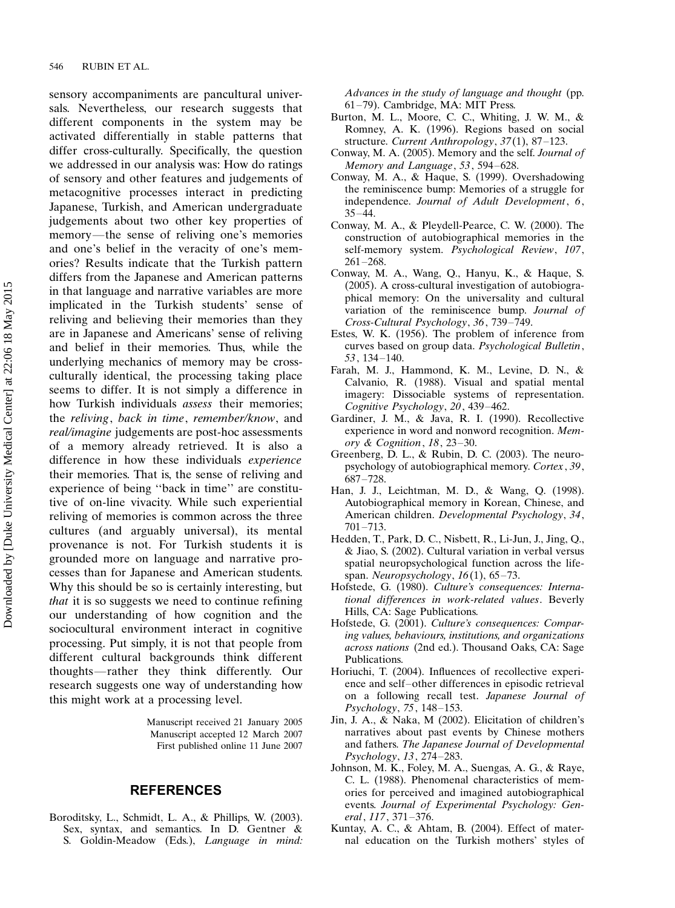sensory accompaniments are pancultural universals. Nevertheless, our research suggests that different components in the system may be activated differentially in stable patterns that differ cross-culturally. Specifically, the question we addressed in our analysis was: How do ratings of sensory and other features and judgements of metacognitive processes interact in predicting Japanese, Turkish, and American undergraduate judgements about two other key properties of memory—the sense of reliving one's memories and one's belief in the veracity of one's memories? Results indicate that the Turkish pattern differs from the Japanese and American patterns in that language and narrative variables are more implicated in the Turkish students' sense of reliving and believing their memories than they are in Japanese and Americans' sense of reliving and belief in their memories. Thus, while the underlying mechanics of memory may be cross-culturally identical, the processing taking place seems to differ. It is not simply a difference in how Turkish individuals *assess* their memories; the *reliving*, *back in time*, *remember/know*, and *real/imagine* judgements are post-hoc assessments of a memory already retrieved. It is also a difference in how these individuals *experience* their memories. That is, the sense of reliving and experience of being ''back in time'' are constitutive of on-line vivacity. While such experiential reliving of memories is common across the three cultures (and arguably universal), its mental provenance is not. For Turkish students it is grounded more on language and narrative processes than for Japanese and American students. Why this should be so is certainly interesting, but *that* it is so suggests we need to continue refining our understanding of how cognition and the sociocultural environment interact in cognitive processing. Put simply, it is not that people from different cultural backgrounds think different thoughts—rather they think differently. Our research suggests one way of understanding how this might work at a processing level.

Manuscript received 21 January 2005
Manuscript accepted 12 March 2007
First published online 11 June 2007

## REFERENCES

Boroditsky, L., Schmidt, L. A., & Phillips, W. (2003). Sex, syntax, and semantics. In D. Gentner & S. Goldin-Meadow (Eds.), *Language in mind: Advances in the study of language and thought* (pp. 61–79). Cambridge, MA: MIT Press.

Burton, M. L., Moore, C. C., Whiting, J. W. M., & Romney, A. K. (1996). Regions based on social structure. *Current Anthropology*, *37*(1), 87–123.

Conway, M. A. (2005). Memory and the self. *Journal of Memory and Language*, *53*, 594–628.

Conway, M. A., & Haque, S. (1999). Overshadowing the reminiscence bump: Memories of a struggle for independence. *Journal of Adult Development*, *6*, 35–44.

Conway, M. A., & Pleydell-Pearce, C. W. (2000). The construction of autobiographical memories in the self-memory system. *Psychological Review*, *107*, 261–268.

Conway, M. A., Wang, Q., Hanyu, K., & Haque, S. (2005). A cross-cultural investigation of autobiographical memory: On the universality and cultural variation of the reminiscence bump. *Journal of Cross-Cultural Psychology*, *36*, 739–749.

Estes, W. K. (1956). The problem of inference from curves based on group data. *Psychological Bulletin*, *53*, 134–140.

Farah, M. J., Hammond, K. M., Levine, D. N., & Calvanio, R. (1988). Visual and spatial mental imagery: Dissociable systems of representation. *Cognitive Psychology*, *20*, 439–462.

Gardiner, J. M., & Java, R. I. (1990). Recollective experience in word and nonword recognition. *Memory & Cognition*, *18*, 23–30.

Greenberg, D. L., & Rubin, D. C. (2003). The neuropsychology of autobiographical memory. *Cortex*, *39*, 687–728.

Han, J. J., Leichtman, M. D., & Wang, Q. (1998). Autobiographical memory in Korean, Chinese, and American children. *Developmental Psychology*, *34*, 701–713.

Hedden, T., Park, D. C., Nisbett, R., Li-Jun, J., Jing, Q., & Jiao, S. (2002). Cultural variation in verbal versus spatial neuropsychological function across the lifespan. *Neuropsychology*, *16*(1), 65–73.

Hofstede, G. (1980). *Culture's consequences: International differences in work-related values*. Beverly Hills, CA: Sage Publications.

Hofstede, G. (2001). *Culture's consequences: Comparing values, behaviours, institutions, and organizations across nations* (2nd ed.). Thousand Oaks, CA: Sage Publications.

Horiuchi, T. (2004). Influences of recollective experience and self–other differences in episodic retrieval on a following recall test. *Japanese Journal of Psychology*, *75*, 148–153.

Jin, J. A., & Naka, M (2002). Elicitation of children's narratives about past events by Chinese mothers and fathers. *The Japanese Journal of Developmental Psychology*, *13*, 274–283.

Johnson, M. K., Foley, M. A., Suengas, A. G., & Raye, C. L. (1988). Phenomenal characteristics of memories for perceived and imagined autobiographical events. *Journal of Experimental Psychology: General*, *117*, 371–376.

Kuntay, A. C., & Ahtam, B. (2004). Effect of maternal education on the Turkish mothers' styles of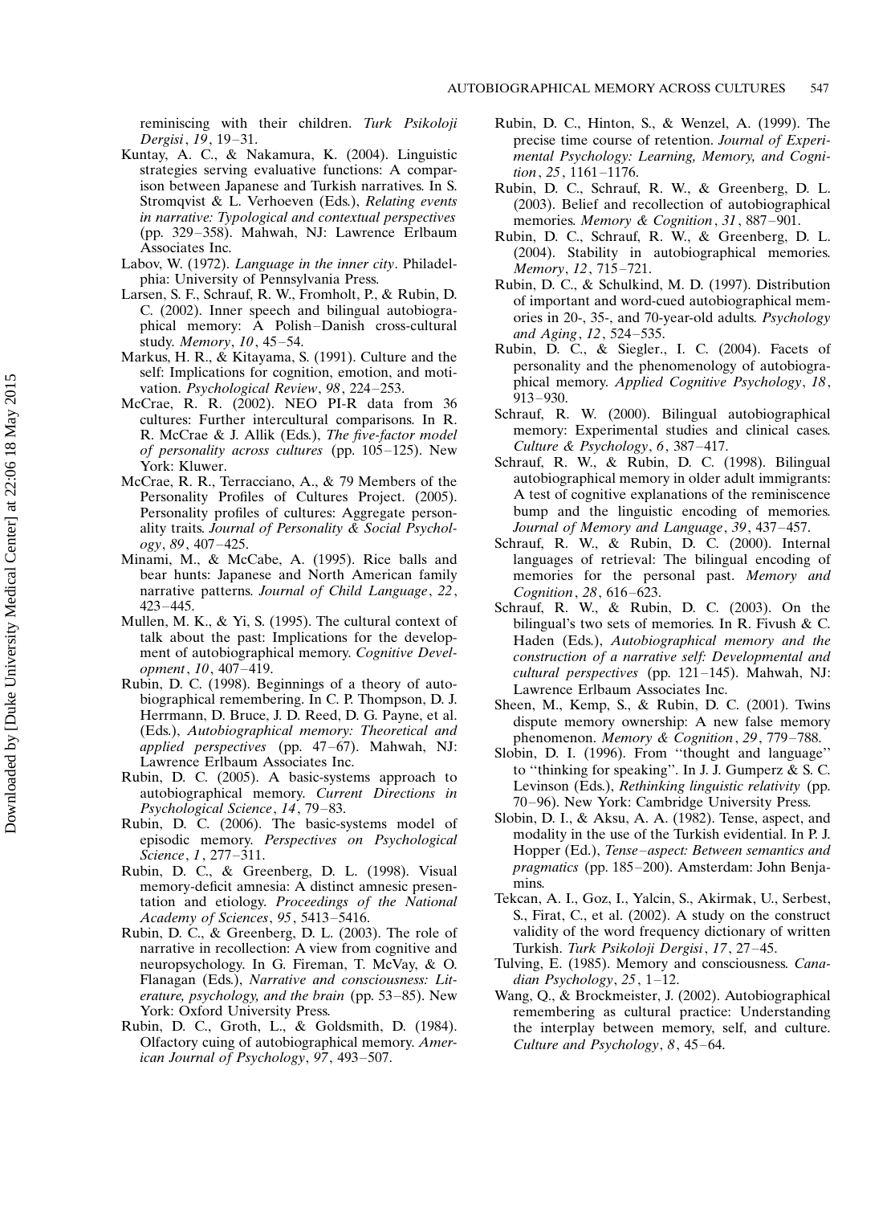reminiscing with their children. *Turk Psikoloji Dergisi*, *19*, 19–31.

Kuntay, A. C., & Nakamura, K. (2004). Linguistic strategies serving evaluative functions: A comparison between Japanese and Turkish narratives. In S. Stromqvist & L. Verhoeven (Eds.), *Relating events in narrative: Typological and contextual perspectives* (pp. 329–358). Mahwah, NJ: Lawrence Erlbaum Associates Inc.

Labov, W. (1972). *Language in the inner city*. Philadelphia: University of Pennsylvania Press.

Larsen, S. F., Schrauf, R. W., Fromholt, P., & Rubin, D. C. (2002). Inner speech and bilingual autobiographical memory: A Polish–Danish cross-cultural study. *Memory*, *10*, 45–54.

Markus, H. R., & Kitayama, S. (1991). Culture and the self: Implications for cognition, emotion, and motivation. *Psychological Review*, *98*, 224–253.

McCrae, R. R. (2002). NEO PI-R data from 36 cultures: Further intercultural comparisons. In R. R. McCrae & J. Allik (Eds.), *The five-factor model of personality across cultures* (pp. 105–125). New York: Kluwer.

McCrae, R. R., Terracciano, A., & 79 Members of the Personality Profiles of Cultures Project. (2005). Personality profiles of cultures: Aggregate personality traits. *Journal of Personality & Social Psychology*, *89*, 407–425.

Minami, M., & McCabe, A. (1995). Rice balls and bear hunts: Japanese and North American family narrative patterns. *Journal of Child Language*, *22*, 423–445.

Mullen, M. K., & Yi, S. (1995). The cultural context of talk about the past: Implications for the development of autobiographical memory. *Cognitive Development*, *10*, 407–419.

Rubin, D. C. (1998). Beginnings of a theory of autobiographical remembering. In C. P. Thompson, D. J. Herrmann, D. Bruce, J. D. Reed, D. G. Payne, et al. (Eds.), *Autobiographical memory: Theoretical and applied perspectives* (pp. 47–67). Mahwah, NJ: Lawrence Erlbaum Associates Inc.

Rubin, D. C. (2005). A basic-systems approach to autobiographical memory. *Current Directions in Psychological Science*, *14*, 79–83.

Rubin, D. C. (2006). The basic-systems model of episodic memory. *Perspectives on Psychological Science*, *1*, 277–311.

Rubin, D. C., & Greenberg, D. L. (1998). Visual memory-deficit amnesia: A distinct amnesic presentation and etiology. *Proceedings of the National Academy of Sciences*, *95*, 5413–5416.

Rubin, D. C., & Greenberg, D. L. (2003). The role of narrative in recollection: A view from cognitive and neuropsychology. In G. Fireman, T. McVay, & O. Flanagan (Eds.), *Narrative and consciousness: Literature, psychology, and the brain* (pp. 53–85). New York: Oxford University Press.

Rubin, D. C., Groth, L., & Goldsmith, D. (1984). Olfactory cuing of autobiographical memory. *American Journal of Psychology*, *97*, 493–507.

Rubin, D. C., Hinton, S., & Wenzel, A. (1999). The precise time course of retention. *Journal of Experimental Psychology: Learning, Memory, and Cognition*, *25*, 1161–1176.

Rubin, D. C., Schrauf, R. W., & Greenberg, D. L. (2003). Belief and recollection of autobiographical memories. *Memory & Cognition*, *31*, 887–901.

Rubin, D. C., Schrauf, R. W., & Greenberg, D. L. (2004). Stability in autobiographical memories. *Memory*, *12*, 715–721.

Rubin, D. C., & Schulkind, M. D. (1997). Distribution of important and word-cued autobiographical memories in 20-, 35-, and 70-year-old adults. *Psychology and Aging*, *12*, 524–535.

Rubin, D. C., & Siegler., I. C. (2004). Facets of personality and the phenomenology of autobiographical memory. *Applied Cognitive Psychology*, *18*, 913–930.

Schrauf, R. W. (2000). Bilingual autobiographical memory: Experimental studies and clinical cases. *Culture & Psychology*, *6*, 387–417.

Schrauf, R. W., & Rubin, D. C. (1998). Bilingual autobiographical memory in older adult immigrants: A test of cognitive explanations of the reminiscence bump and the linguistic encoding of memories. *Journal of Memory and Language*, *39*, 437–457.

Schrauf, R. W., & Rubin, D. C. (2000). Internal languages of retrieval: The bilingual encoding of memories for the personal past. *Memory and Cognition*, *28*, 616–623.

Schrauf, R. W., & Rubin, D. C. (2003). On the bilingual's two sets of memories. In R. Fivush & C. Haden (Eds.), *Autobiographical memory and the construction of a narrative self: Developmental and cultural perspectives* (pp. 121–145). Mahwah, NJ: Lawrence Erlbaum Associates Inc.

Sheen, M., Kemp, S., & Rubin, D. C. (2001). Twins dispute memory ownership: A new false memory phenomenon. *Memory & Cognition*, *29*, 779–788.

Slobin, D. I. (1996). From ''thought and language'' to ''thinking for speaking''. In J. J. Gumperz & S. C. Levinson (Eds.), *Rethinking linguistic relativity* (pp. 70–96). New York: Cambridge University Press.

Slobin, D. I., & Aksu, A. A. (1982). Tense, aspect, and modality in the use of the Turkish evidential. In P. J. Hopper (Ed.), *Tense–aspect: Between semantics and pragmatics* (pp. 185–200). Amsterdam: John Benjamins.

Tekcan, A. I., Goz, I., Yalcin, S., Akirmak, U., Serbest, S., Firat, C., et al. (2002). A study on the construct validity of the word frequency dictionary of written Turkish. *Turk Psikoloji Dergisi*, *17*, 27–45.

Tulving, E. (1985). Memory and consciousness. *Canadian Psychology*, *25*, 1–12.

Wang, Q., & Brockmeister, J. (2002). Autobiographical remembering as cultural practice: Understanding the interplay between memory, self, and culture. *Culture and Psychology*, *8*, 45–64.